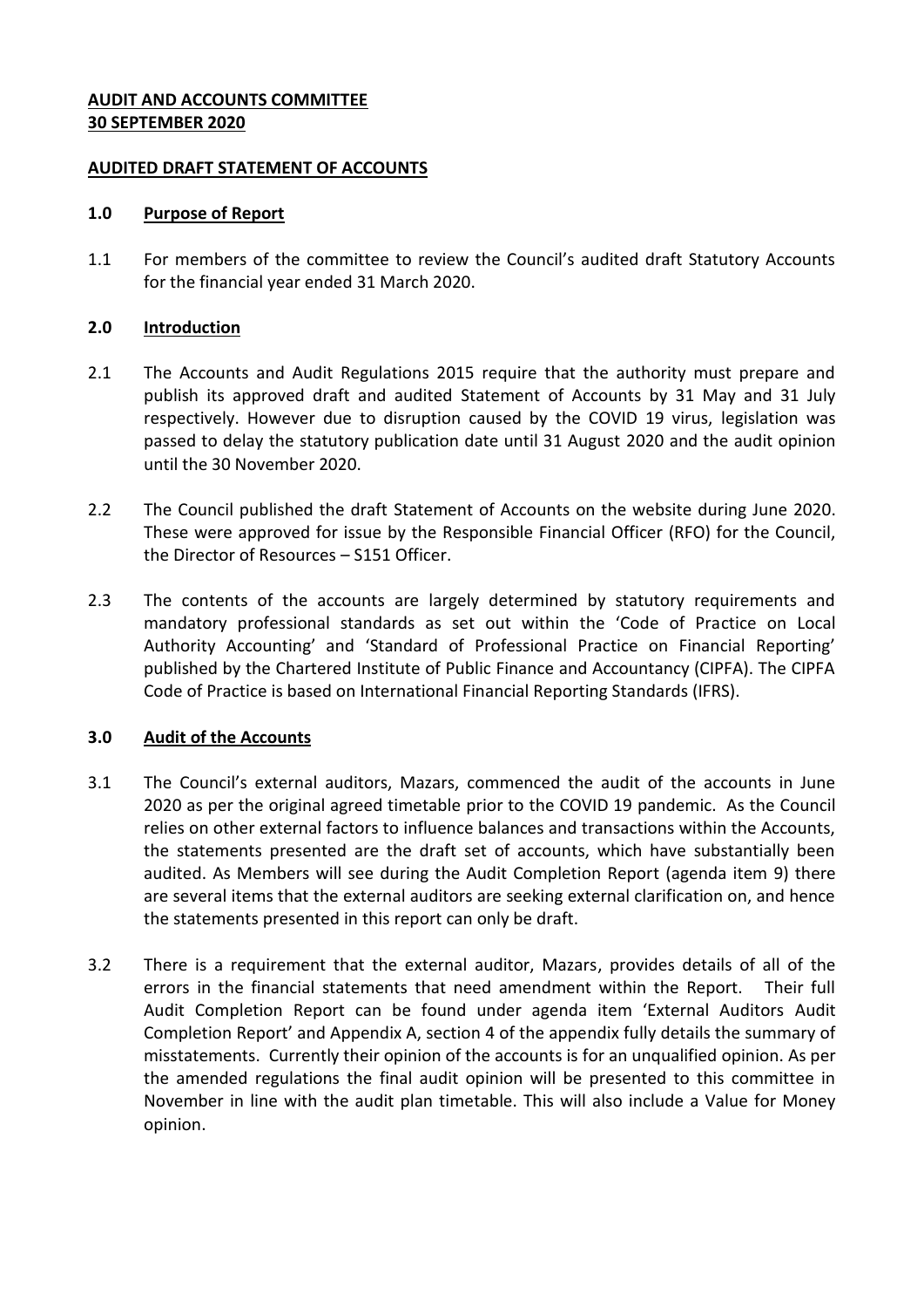**AUDIT AND ACCOUNTS COMMITTEE**
**30 SEPTEMBER 2020**

**AUDITED DRAFT STATEMENT OF ACCOUNTS**

## 1.0 Purpose of Report

1.1 For members of the committee to review the Council's audited draft Statutory Accounts for the financial year ended 31 March 2020.

## 2.0 Introduction

2.1 The Accounts and Audit Regulations 2015 require that the authority must prepare and publish its approved draft and audited Statement of Accounts by 31 May and 31 July respectively. However due to disruption caused by the COVID 19 virus, legislation was passed to delay the statutory publication date until 31 August 2020 and the audit opinion until the 30 November 2020.

2.2 The Council published the draft Statement of Accounts on the website during June 2020. These were approved for issue by the Responsible Financial Officer (RFO) for the Council, the Director of Resources – S151 Officer.

2.3 The contents of the accounts are largely determined by statutory requirements and mandatory professional standards as set out within the 'Code of Practice on Local Authority Accounting' and 'Standard of Professional Practice on Financial Reporting' published by the Chartered Institute of Public Finance and Accountancy (CIPFA). The CIPFA Code of Practice is based on International Financial Reporting Standards (IFRS).

## 3.0 Audit of the Accounts

3.1 The Council's external auditors, Mazars, commenced the audit of the accounts in June 2020 as per the original agreed timetable prior to the COVID 19 pandemic. As the Council relies on other external factors to influence balances and transactions within the Accounts, the statements presented are the draft set of accounts, which have substantially been audited. As Members will see during the Audit Completion Report (agenda item 9) there are several items that the external auditors are seeking external clarification on, and hence the statements presented in this report can only be draft.

3.2 There is a requirement that the external auditor, Mazars, provides details of all of the errors in the financial statements that need amendment within the Report. Their full Audit Completion Report can be found under agenda item 'External Auditors Audit Completion Report' and Appendix A, section 4 of the appendix fully details the summary of misstatements. Currently their opinion of the accounts is for an unqualified opinion. As per the amended regulations the final audit opinion will be presented to this committee in November in line with the audit plan timetable. This will also include a Value for Money opinion.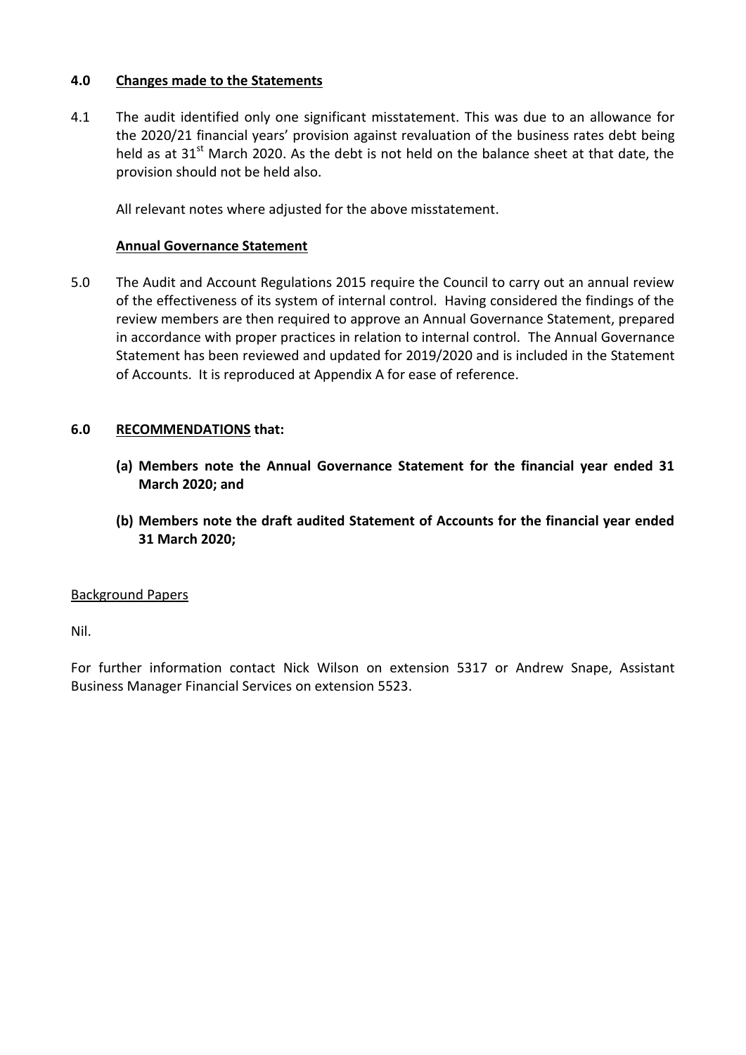## 4.0 Changes made to the Statements

4.1 The audit identified only one significant misstatement. This was due to an allowance for the 2020/21 financial years' provision against revaluation of the business rates debt being held as at 31st March 2020. As the debt is not held on the balance sheet at that date, the provision should not be held also.

All relevant notes where adjusted for the above misstatement.

### Annual Governance Statement

5.0 The Audit and Account Regulations 2015 require the Council to carry out an annual review of the effectiveness of its system of internal control. Having considered the findings of the review members are then required to approve an Annual Governance Statement, prepared in accordance with proper practices in relation to internal control. The Annual Governance Statement has been reviewed and updated for 2019/2020 and is included in the Statement of Accounts. It is reproduced at Appendix A for ease of reference.

## 6.0 RECOMMENDATIONS that:

**(a) Members note the Annual Governance Statement for the financial year ended 31 March 2020; and**

**(b) Members note the draft audited Statement of Accounts for the financial year ended 31 March 2020;**

Background Papers

Nil.

For further information contact Nick Wilson on extension 5317 or Andrew Snape, Assistant Business Manager Financial Services on extension 5523.